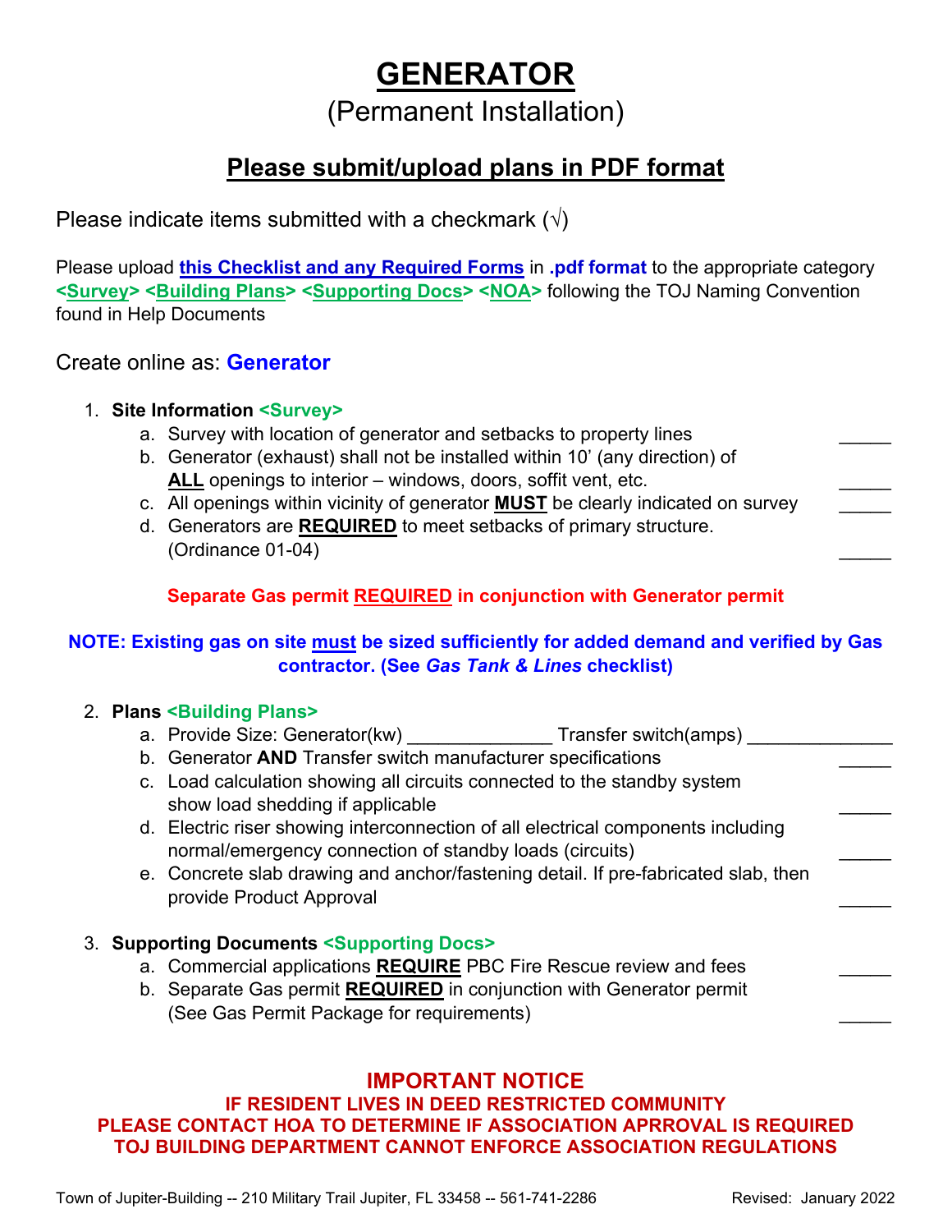# GENERATOR

## (Permanent Installation)

## Please submit/upload plans in PDF format

Please indicate items submitted with a checkmark (√)

Please upload **this Checklist and any Required Forms** in **.pdf format** to the appropriate category **<Survey> <Building Plans> <Supporting Docs> <NOA>** following the TOJ Naming Convention found in Help Documents

Create online as: **Generator**

1. **Site Information <Survey>**
   a. Survey with location of generator and setbacks to property lines _____
   b. Generator (exhaust) shall not be installed within 10' (any direction) of **ALL** openings to interior – windows, doors, soffit vent, etc. _____
   c. All openings within vicinity of generator **MUST** be clearly indicated on survey _____
   d. Generators are **REQUIRED** to meet setbacks of primary structure. (Ordinance 01-04) _____

**Separate Gas permit REQUIRED in conjunction with Generator permit**

**NOTE: Existing gas on site must be sized sufficiently for added demand and verified by Gas contractor. (See *Gas Tank & Lines* checklist)**

2. **Plans <Building Plans>**
   a. Provide Size: Generator(kw) ______________ Transfer switch(amps) ______________
   b. Generator **AND** Transfer switch manufacturer specifications _____
   c. Load calculation showing all circuits connected to the standby system show load shedding if applicable _____
   d. Electric riser showing interconnection of all electrical components including normal/emergency connection of standby loads (circuits) _____
   e. Concrete slab drawing and anchor/fastening detail. If pre-fabricated slab, then provide Product Approval _____

3. **Supporting Documents <Supporting Docs>**
   a. Commercial applications **REQUIRE** PBC Fire Rescue review and fees _____
   b. Separate Gas permit **REQUIRED** in conjunction with Generator permit (See Gas Permit Package for requirements) _____

**IMPORTANT NOTICE**

**IF RESIDENT LIVES IN DEED RESTRICTED COMMUNITY**
**PLEASE CONTACT HOA TO DETERMINE IF ASSOCIATION APRROVAL IS REQUIRED**
**TOJ BUILDING DEPARTMENT CANNOT ENFORCE ASSOCIATION REGULATIONS**

Town of Jupiter-Building -- 210 Military Trail Jupiter, FL 33458 -- 561-741-2286 Revised: January 2022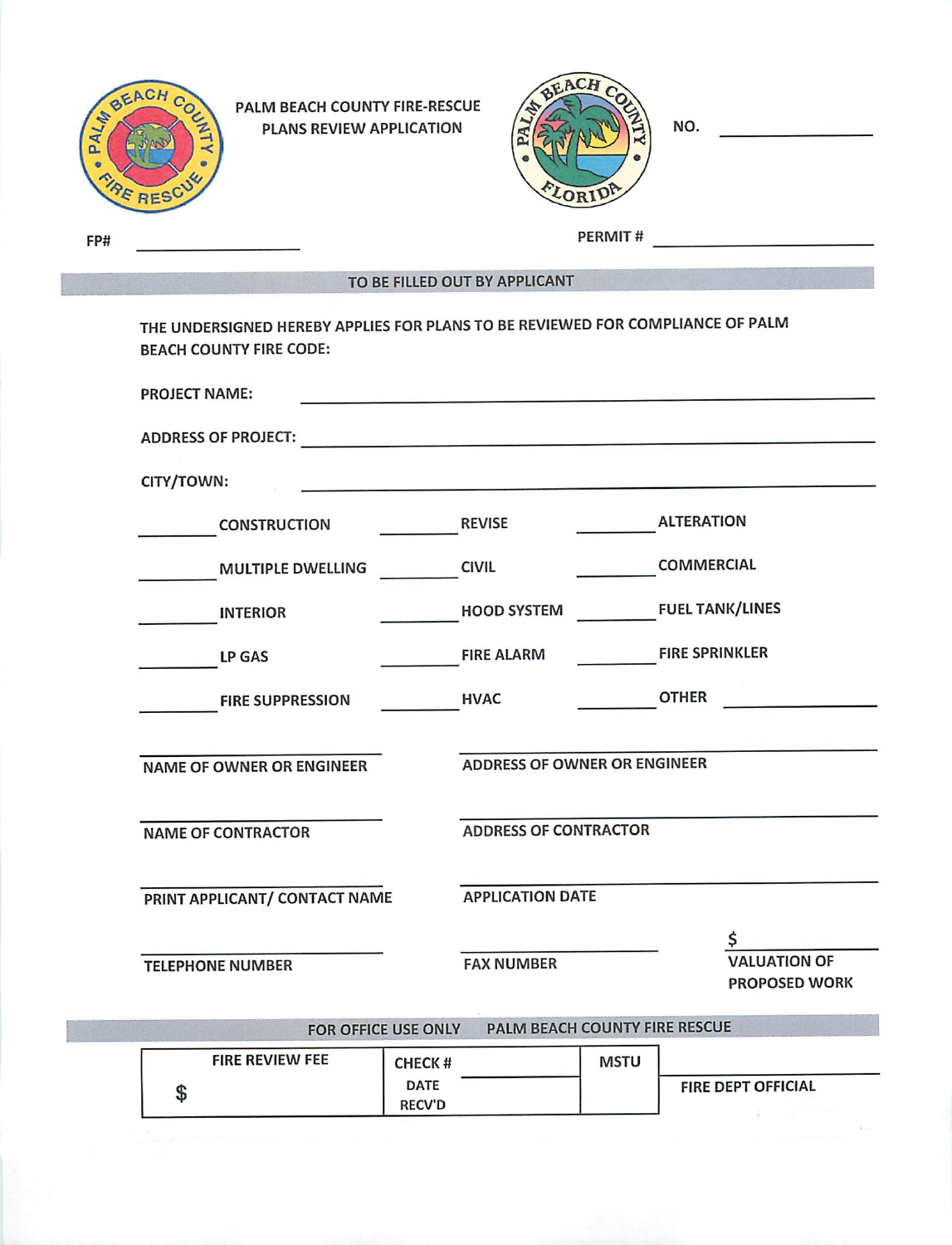# PALM BEACH COUNTY FIRE-RESCUE PLANS REVIEW APPLICATION

NO. ______________

FP# ______________

PERMIT # ______________

## TO BE FILLED OUT BY APPLICANT

THE UNDERSIGNED HEREBY APPLIES FOR PLANS TO BE REVIEWED FOR COMPLIANCE OF PALM BEACH COUNTY FIRE CODE:

PROJECT NAME: ______________________________

ADDRESS OF PROJECT: ______________________________

CITY/TOWN: ______________________________

| | | |
|---|---|---|
| ______ CONSTRUCTION | ______ REVISE | ______ ALTERATION |
| ______ MULTIPLE DWELLING | ______ CIVIL | ______ COMMERCIAL |
| ______ INTERIOR | ______ HOOD SYSTEM | ______ FUEL TANK/LINES |
| ______ LP GAS | ______ FIRE ALARM | ______ FIRE SPRINKLER |
| ______ FIRE SUPPRESSION | ______ HVAC | ______ OTHER ______ |

______________________________ NAME OF OWNER OR ENGINEER

______________________________ ADDRESS OF OWNER OR ENGINEER

______________________________ NAME OF CONTRACTOR

______________________________ ADDRESS OF CONTRACTOR

______________________________ PRINT APPLICANT/ CONTACT NAME

______________________________ APPLICATION DATE

______________________________ TELEPHONE NUMBER

______________________________ FAX NUMBER

$ ______________________________ VALUATION OF PROPOSED WORK

## FOR OFFICE USE ONLY PALM BEACH COUNTY FIRE RESCUE

| FIRE REVIEW FEE | CHECK # | MSTU | |
|---|---|---|---|
| $ | DATE RECV'D | | FIRE DEPT OFFICIAL |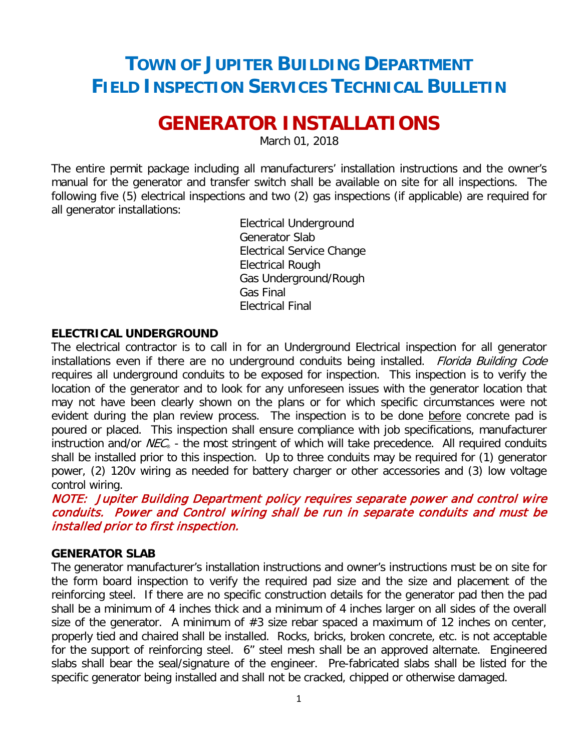# TOWN OF JUPITER BUILDING DEPARTMENT
# FIELD INSPECTION SERVICES TECHNICAL BULLETIN

## GENERATOR INSTALLATIONS

March 01, 2018

The entire permit package including all manufacturers' installation instructions and the owner's manual for the generator and transfer switch shall be available on site for all inspections. The following five (5) electrical inspections and two (2) gas inspections (if applicable) are required for all generator installations:

- Electrical Underground
- Generator Slab
- Electrical Service Change
- Electrical Rough
- Gas Underground/Rough
- Gas Final
- Electrical Final

**ELECTRICAL UNDERGROUND**

The electrical contractor is to call in for an Underground Electrical inspection for all generator installations even if there are no underground conduits being installed. *Florida Building Code* requires all underground conduits to be exposed for inspection. This inspection is to verify the location of the generator and to look for any unforeseen issues with the generator location that may not have been clearly shown on the plans or for which specific circumstances were not evident during the plan review process. The inspection is to be done before concrete pad is poured or placed. This inspection shall ensure compliance with job specifications, manufacturer instruction and/or *NEC®* - the most stringent of which will take precedence. All required conduits shall be installed prior to this inspection. Up to three conduits may be required for (1) generator power, (2) 120v wiring as needed for battery charger or other accessories and (3) low voltage control wiring.

*NOTE: Jupiter Building Department policy requires separate power and control wire conduits. Power and Control wiring shall be run in separate conduits and must be installed prior to first inspection.*

**GENERATOR SLAB**

The generator manufacturer's installation instructions and owner's instructions must be on site for the form board inspection to verify the required pad size and the size and placement of the reinforcing steel. If there are no specific construction details for the generator pad then the pad shall be a minimum of 4 inches thick and a minimum of 4 inches larger on all sides of the overall size of the generator. A minimum of #3 size rebar spaced a maximum of 12 inches on center, properly tied and chaired shall be installed. Rocks, bricks, broken concrete, etc. is not acceptable for the support of reinforcing steel. 6" steel mesh shall be an approved alternate. Engineered slabs shall bear the seal/signature of the engineer. Pre-fabricated slabs shall be listed for the specific generator being installed and shall not be cracked, chipped or otherwise damaged.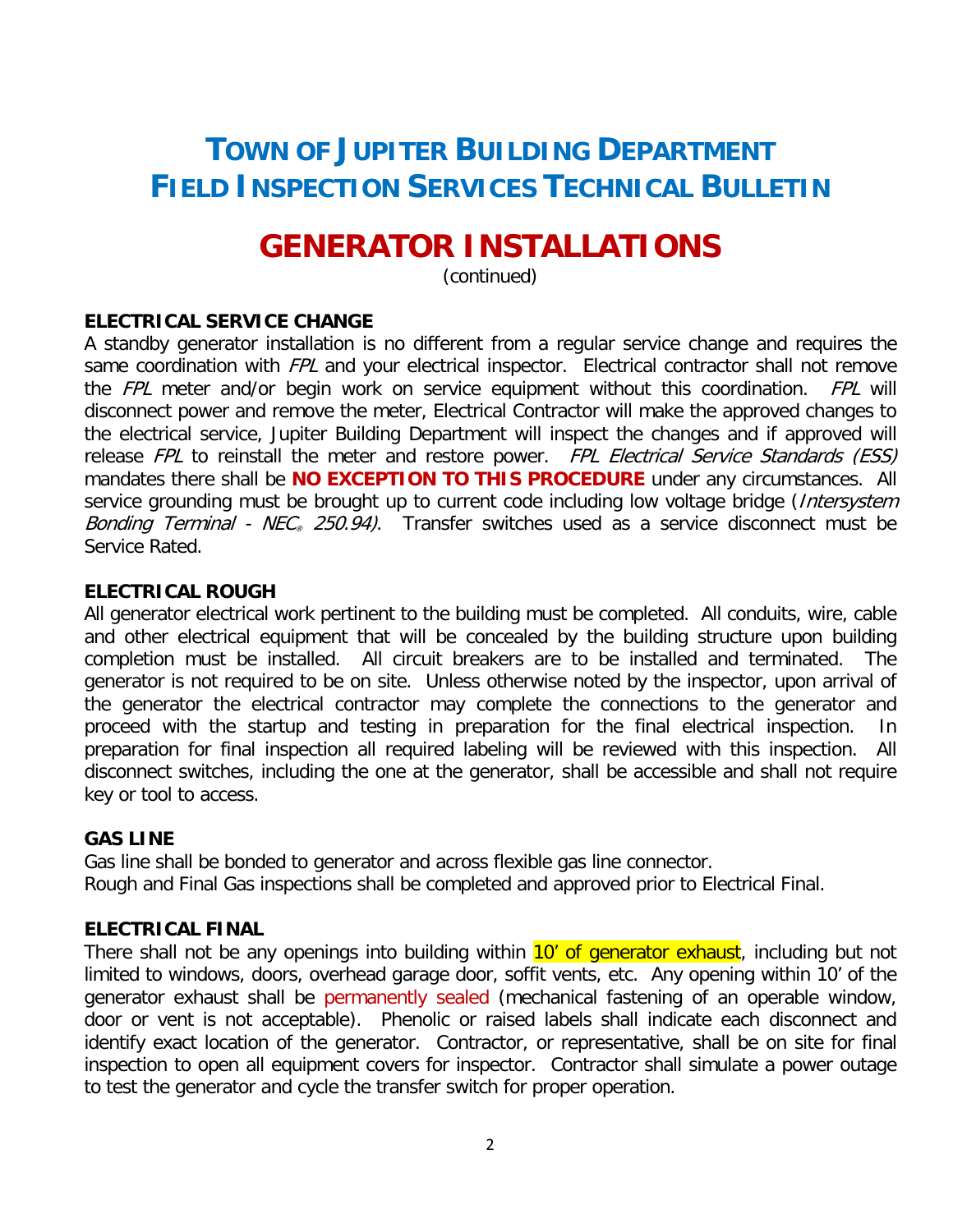# TOWN OF JUPITER BUILDING DEPARTMENT
# FIELD INSPECTION SERVICES TECHNICAL BULLETIN

## GENERATOR INSTALLATIONS

(continued)

**ELECTRICAL SERVICE CHANGE**

A standby generator installation is no different from a regular service change and requires the same coordination with *FPL* and your electrical inspector. Electrical contractor shall not remove the *FPL* meter and/or begin work on service equipment without this coordination. *FPL* will disconnect power and remove the meter, Electrical Contractor will make the approved changes to the electrical service, Jupiter Building Department will inspect the changes and if approved will release *FPL* to reinstall the meter and restore power. *FPL Electrical Service Standards (ESS)* mandates there shall be **NO EXCEPTION TO THIS PROCEDURE** under any circumstances. All service grounding must be brought up to current code including low voltage bridge (*Intersystem Bonding Terminal - NEC® 250.94)*. Transfer switches used as a service disconnect must be Service Rated.

**ELECTRICAL ROUGH**

All generator electrical work pertinent to the building must be completed. All conduits, wire, cable and other electrical equipment that will be concealed by the building structure upon building completion must be installed. All circuit breakers are to be installed and terminated. The generator is not required to be on site. Unless otherwise noted by the inspector, upon arrival of the generator the electrical contractor may complete the connections to the generator and proceed with the startup and testing in preparation for the final electrical inspection. In preparation for final inspection all required labeling will be reviewed with this inspection. All disconnect switches, including the one at the generator, shall be accessible and shall not require key or tool to access.

**GAS LINE**

Gas line shall be bonded to generator and across flexible gas line connector.
Rough and Final Gas inspections shall be completed and approved prior to Electrical Final.

**ELECTRICAL FINAL**

There shall not be any openings into building within 10' of generator exhaust, including but not limited to windows, doors, overhead garage door, soffit vents, etc. Any opening within 10' of the generator exhaust shall be permanently sealed (mechanical fastening of an operable window, door or vent is not acceptable). Phenolic or raised labels shall indicate each disconnect and identify exact location of the generator. Contractor, or representative, shall be on site for final inspection to open all equipment covers for inspector. Contractor shall simulate a power outage to test the generator and cycle the transfer switch for proper operation.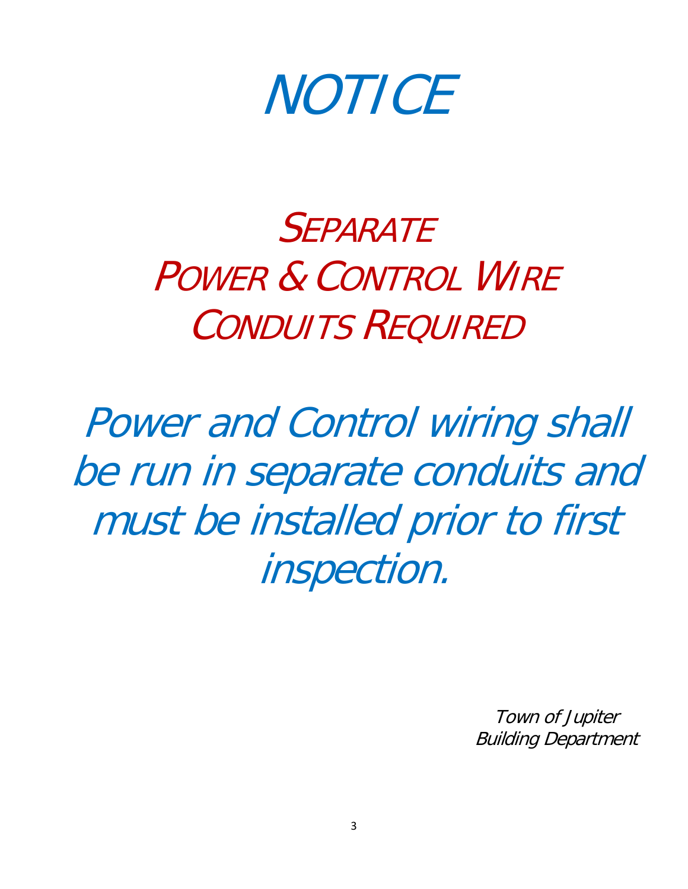# NOTICE

## SEPARATE POWER & CONTROL WIRE CONDUITS REQUIRED

*Power and Control wiring shall be run in separate conduits and must be installed prior to first inspection.*

*Town of Jupiter*
*Building Department*